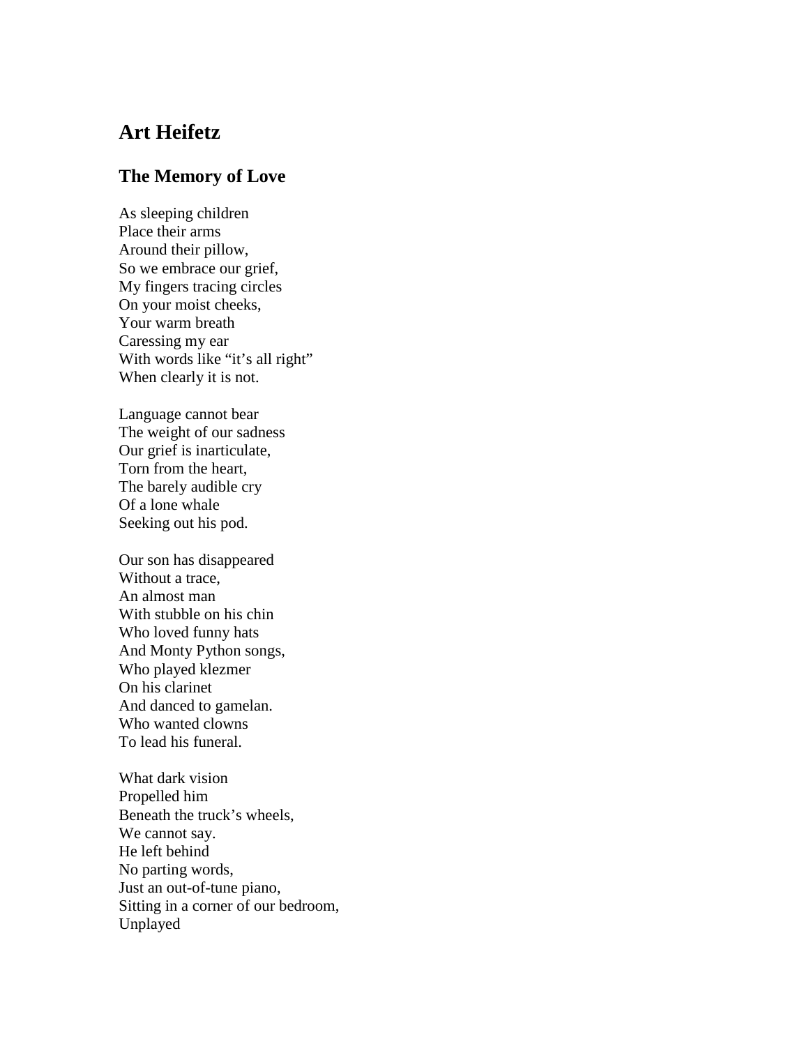## Art Heifetz

### The Memory of Love

As sleeping children  
Place their arms  
Around their pillow,  
So we embrace our grief,  
My fingers tracing circles  
On your moist cheeks,  
Your warm breath  
Caressing my ear  
With words like "it's all right"  
When clearly it is not.

Language cannot bear  
The weight of our sadness  
Our grief is inarticulate,  
Torn from the heart,  
The barely audible cry  
Of a lone whale  
Seeking out his pod.

Our son has disappeared  
Without a trace,  
An almost man  
With stubble on his chin  
Who loved funny hats  
And Monty Python songs,  
Who played klezmer  
On his clarinet  
And danced to gamelan.  
Who wanted clowns  
To lead his funeral.

What dark vision  
Propelled him  
Beneath the truck's wheels,  
We cannot say.  
He left behind  
No parting words,  
Just an out-of-tune piano,  
Sitting in a corner of our bedroom,  
Unplayed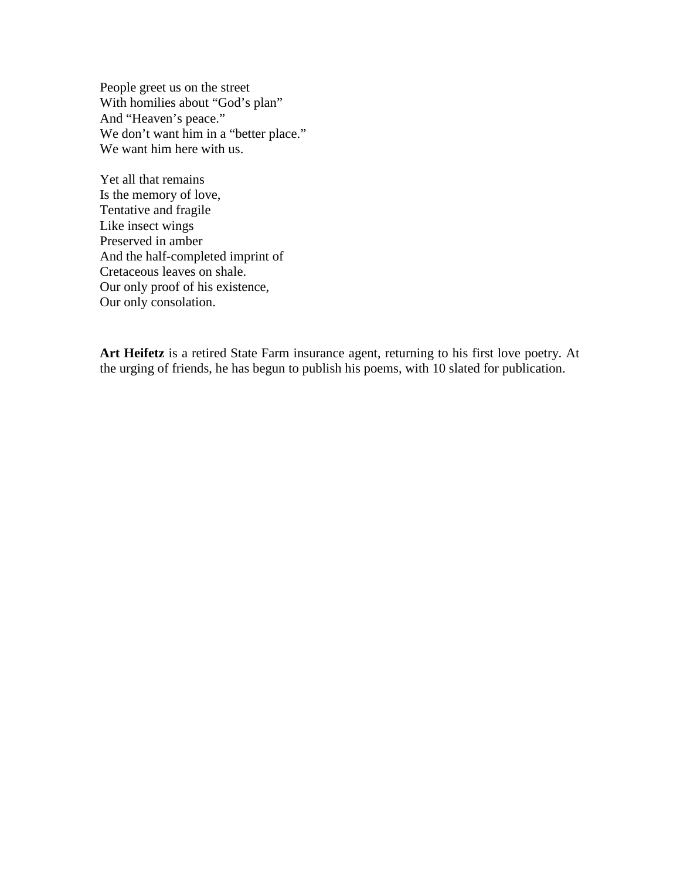People greet us on the street  
With homilies about “God’s plan”  
And “Heaven’s peace.”  
We don’t want him in a “better place.”  
We want him here with us.

Yet all that remains  
Is the memory of love,  
Tentative and fragile  
Like insect wings  
Preserved in amber  
And the half-completed imprint of  
Cretaceous leaves on shale.  
Our only proof of his existence,  
Our only consolation.

**Art Heifetz** is a retired State Farm insurance agent, returning to his first love poetry. At the urging of friends, he has begun to publish his poems, with 10 slated for publication.